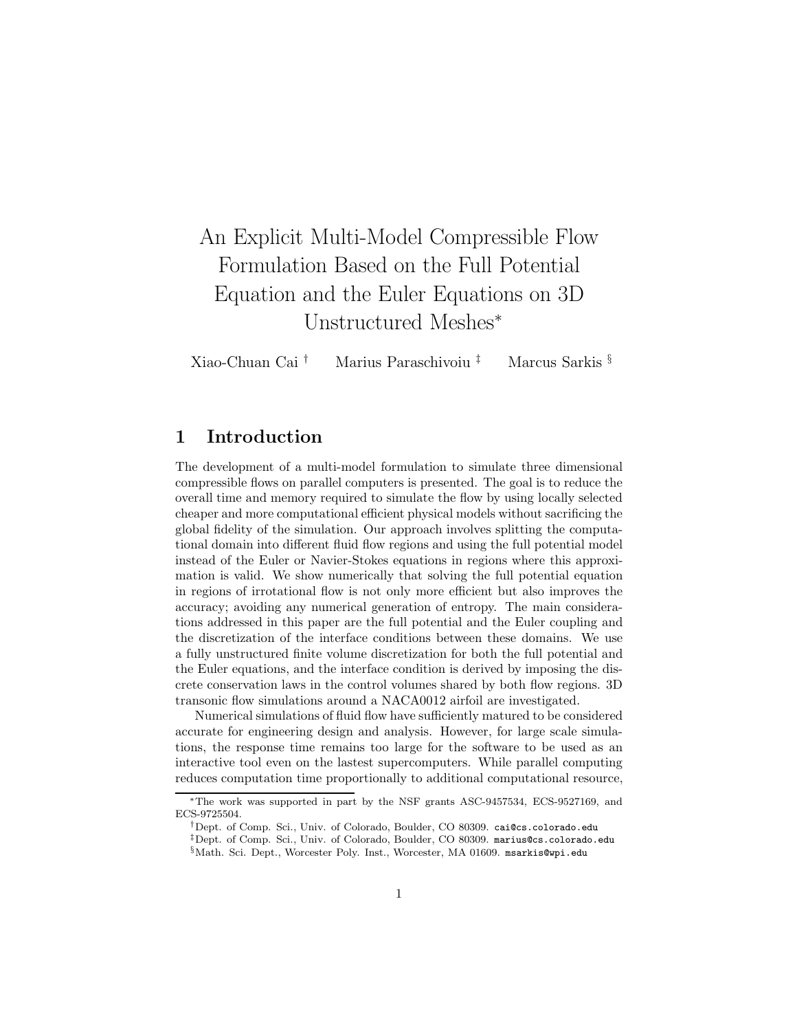# An Explicit Multi-Model Compressible Flow Formulation Based on the Full Potential Equation and the Euler Equations on 3D Unstructured Meshes*

Xiao-Chuan Cai † Marius Paraschivoiu ‡ Marcus Sarkis §

## 1 Introduction

The development of a multi-model formulation to simulate three dimensional compressible flows on parallel computers is presented. The goal is to reduce the overall time and memory required to simulate the flow by using locally selected cheaper and more computational efficient physical models without sacrificing the global fidelity of the simulation. Our approach involves splitting the computational domain into different fluid flow regions and using the full potential model instead of the Euler or Navier-Stokes equations in regions where this approximation is valid. We show numerically that solving the full potential equation in regions of irrotational flow is not only more efficient but also improves the accuracy; avoiding any numerical generation of entropy. The main considerations addressed in this paper are the full potential and the Euler coupling and the discretization of the interface conditions between these domains. We use a fully unstructured finite volume discretization for both the full potential and the Euler equations, and the interface condition is derived by imposing the discrete conservation laws in the control volumes shared by both flow regions. 3D transonic flow simulations around a NACA0012 airfoil are investigated.

Numerical simulations of fluid flow have sufficiently matured to be considered accurate for engineering design and analysis. However, for large scale simulations, the response time remains too large for the software to be used as an interactive tool even on the lastest supercomputers. While parallel computing reduces computation time proportionally to additional computational resource,

---

*The work was supported in part by the NSF grants ASC-9457534, ECS-9527169, and ECS-9725504.

†Dept. of Comp. Sci., Univ. of Colorado, Boulder, CO 80309. cai@cs.colorado.edu

‡Dept. of Comp. Sci., Univ. of Colorado, Boulder, CO 80309. marius@cs.colorado.edu

§Math. Sci. Dept., Worcester Poly. Inst., Worcester, MA 01609. msarkis@wpi.edu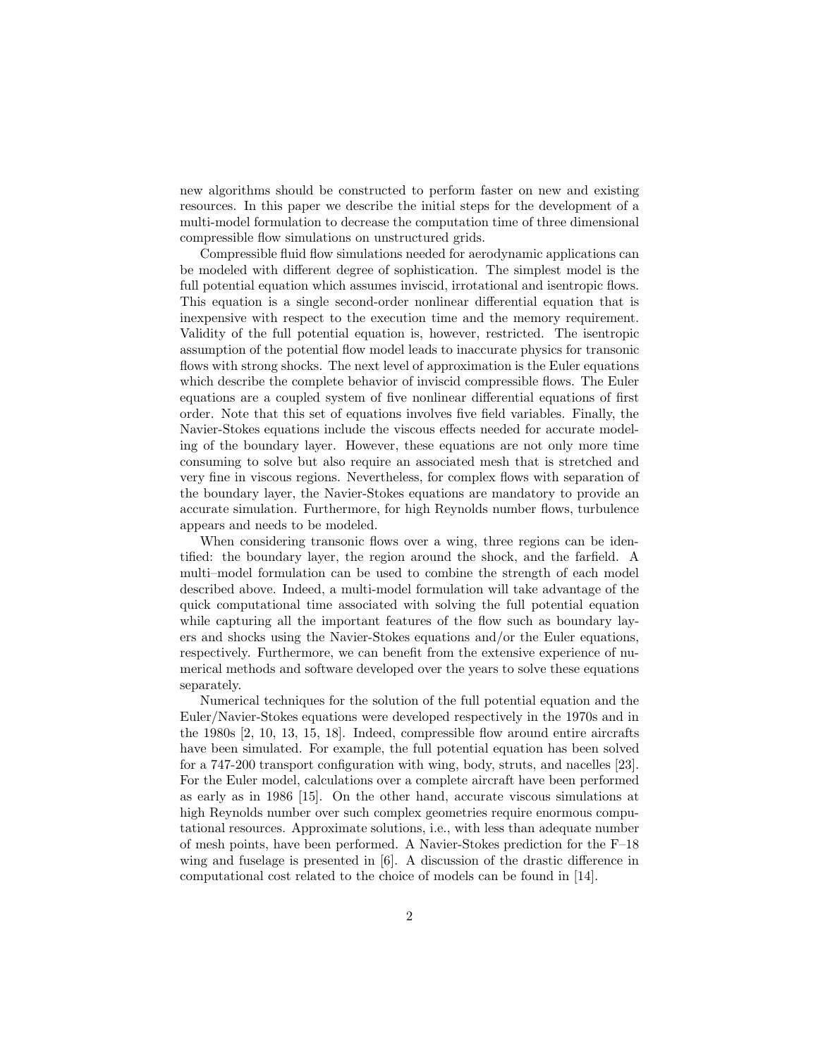new algorithms should be constructed to perform faster on new and existing resources. In this paper we describe the initial steps for the development of a multi-model formulation to decrease the computation time of three dimensional compressible flow simulations on unstructured grids.

Compressible fluid flow simulations needed for aerodynamic applications can be modeled with different degree of sophistication. The simplest model is the full potential equation which assumes inviscid, irrotational and isentropic flows. This equation is a single second-order nonlinear differential equation that is inexpensive with respect to the execution time and the memory requirement. Validity of the full potential equation is, however, restricted. The isentropic assumption of the potential flow model leads to inaccurate physics for transonic flows with strong shocks. The next level of approximation is the Euler equations which describe the complete behavior of inviscid compressible flows. The Euler equations are a coupled system of five nonlinear differential equations of first order. Note that this set of equations involves five field variables. Finally, the Navier-Stokes equations include the viscous effects needed for accurate modeling of the boundary layer. However, these equations are not only more time consuming to solve but also require an associated mesh that is stretched and very fine in viscous regions. Nevertheless, for complex flows with separation of the boundary layer, the Navier-Stokes equations are mandatory to provide an accurate simulation. Furthermore, for high Reynolds number flows, turbulence appears and needs to be modeled.

When considering transonic flows over a wing, three regions can be identified: the boundary layer, the region around the shock, and the farfield. A multi–model formulation can be used to combine the strength of each model described above. Indeed, a multi-model formulation will take advantage of the quick computational time associated with solving the full potential equation while capturing all the important features of the flow such as boundary layers and shocks using the Navier-Stokes equations and/or the Euler equations, respectively. Furthermore, we can benefit from the extensive experience of numerical methods and software developed over the years to solve these equations separately.

Numerical techniques for the solution of the full potential equation and the Euler/Navier-Stokes equations were developed respectively in the 1970s and in the 1980s [2, 10, 13, 15, 18]. Indeed, compressible flow around entire aircrafts have been simulated. For example, the full potential equation has been solved for a 747-200 transport configuration with wing, body, struts, and nacelles [23]. For the Euler model, calculations over a complete aircraft have been performed as early as in 1986 [15]. On the other hand, accurate viscous simulations at high Reynolds number over such complex geometries require enormous computational resources. Approximate solutions, i.e., with less than adequate number of mesh points, have been performed. A Navier-Stokes prediction for the F–18 wing and fuselage is presented in [6]. A discussion of the drastic difference in computational cost related to the choice of models can be found in [14].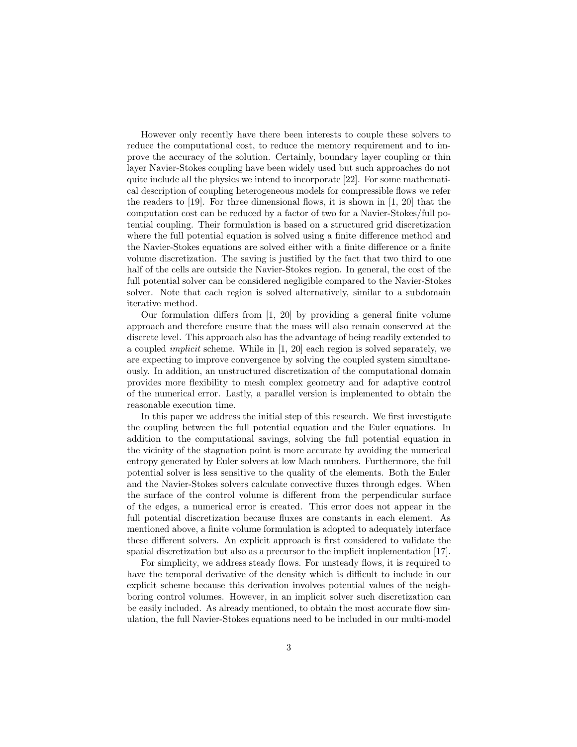However only recently have there been interests to couple these solvers to reduce the computational cost, to reduce the memory requirement and to improve the accuracy of the solution. Certainly, boundary layer coupling or thin layer Navier-Stokes coupling have been widely used but such approaches do not quite include all the physics we intend to incorporate [22]. For some mathematical description of coupling heterogeneous models for compressible flows we refer the readers to [19]. For three dimensional flows, it is shown in [1, 20] that the computation cost can be reduced by a factor of two for a Navier-Stokes/full potential coupling. Their formulation is based on a structured grid discretization where the full potential equation is solved using a finite difference method and the Navier-Stokes equations are solved either with a finite difference or a finite volume discretization. The saving is justified by the fact that two third to one half of the cells are outside the Navier-Stokes region. In general, the cost of the full potential solver can be considered negligible compared to the Navier-Stokes solver. Note that each region is solved alternatively, similar to a subdomain iterative method.

Our formulation differs from [1, 20] by providing a general finite volume approach and therefore ensure that the mass will also remain conserved at the discrete level. This approach also has the advantage of being readily extended to a coupled *implicit* scheme. While in [1, 20] each region is solved separately, we are expecting to improve convergence by solving the coupled system simultaneously. In addition, an unstructured discretization of the computational domain provides more flexibility to mesh complex geometry and for adaptive control of the numerical error. Lastly, a parallel version is implemented to obtain the reasonable execution time.

In this paper we address the initial step of this research. We first investigate the coupling between the full potential equation and the Euler equations. In addition to the computational savings, solving the full potential equation in the vicinity of the stagnation point is more accurate by avoiding the numerical entropy generated by Euler solvers at low Mach numbers. Furthermore, the full potential solver is less sensitive to the quality of the elements. Both the Euler and the Navier-Stokes solvers calculate convective fluxes through edges. When the surface of the control volume is different from the perpendicular surface of the edges, a numerical error is created. This error does not appear in the full potential discretization because fluxes are constants in each element. As mentioned above, a finite volume formulation is adopted to adequately interface these different solvers. An explicit approach is first considered to validate the spatial discretization but also as a precursor to the implicit implementation [17].

For simplicity, we address steady flows. For unsteady flows, it is required to have the temporal derivative of the density which is difficult to include in our explicit scheme because this derivation involves potential values of the neighboring control volumes. However, in an implicit solver such discretization can be easily included. As already mentioned, to obtain the most accurate flow simulation, the full Navier-Stokes equations need to be included in our multi-model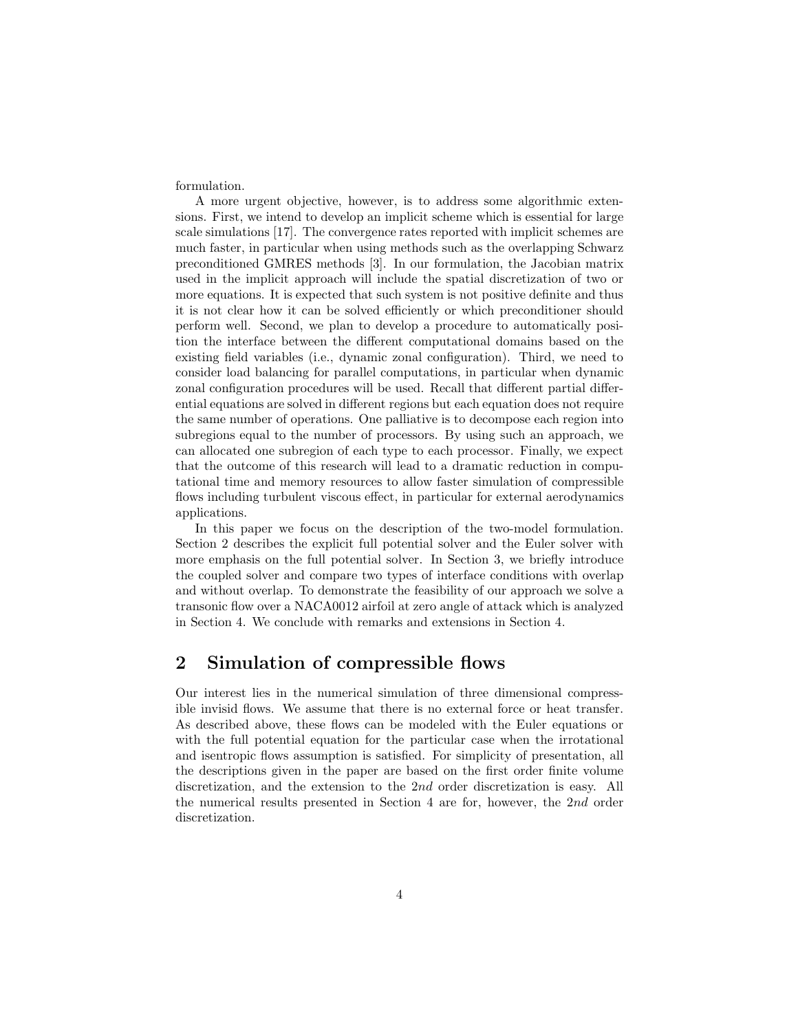formulation.

A more urgent objective, however, is to address some algorithmic extensions. First, we intend to develop an implicit scheme which is essential for large scale simulations [17]. The convergence rates reported with implicit schemes are much faster, in particular when using methods such as the overlapping Schwarz preconditioned GMRES methods [3]. In our formulation, the Jacobian matrix used in the implicit approach will include the spatial discretization of two or more equations. It is expected that such system is not positive definite and thus it is not clear how it can be solved efficiently or which preconditioner should perform well. Second, we plan to develop a procedure to automatically position the interface between the different computational domains based on the existing field variables (i.e., dynamic zonal configuration). Third, we need to consider load balancing for parallel computations, in particular when dynamic zonal configuration procedures will be used. Recall that different partial differential equations are solved in different regions but each equation does not require the same number of operations. One palliative is to decompose each region into subregions equal to the number of processors. By using such an approach, we can allocated one subregion of each type to each processor. Finally, we expect that the outcome of this research will lead to a dramatic reduction in computational time and memory resources to allow faster simulation of compressible flows including turbulent viscous effect, in particular for external aerodynamics applications.

In this paper we focus on the description of the two-model formulation. Section 2 describes the explicit full potential solver and the Euler solver with more emphasis on the full potential solver. In Section 3, we briefly introduce the coupled solver and compare two types of interface conditions with overlap and without overlap. To demonstrate the feasibility of our approach we solve a transonic flow over a NACA0012 airfoil at zero angle of attack which is analyzed in Section 4. We conclude with remarks and extensions in Section 4.

## 2 Simulation of compressible flows

Our interest lies in the numerical simulation of three dimensional compressible invisid flows. We assume that there is no external force or heat transfer. As described above, these flows can be modeled with the Euler equations or with the full potential equation for the particular case when the irrotational and isentropic flows assumption is satisfied. For simplicity of presentation, all the descriptions given in the paper are based on the first order finite volume discretization, and the extension to the *2nd* order discretization is easy. All the numerical results presented in Section 4 are for, however, the *2nd* order discretization.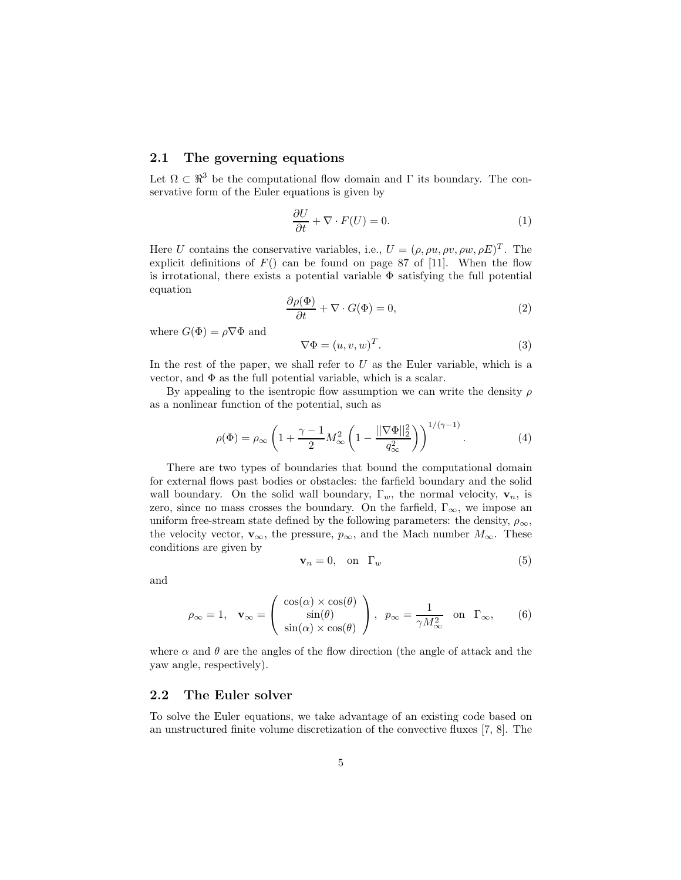### 2.1 The governing equations

Let $\Omega \subset \Re^3$ be the computational flow domain and $\Gamma$ its boundary. The conservative form of the Euler equations is given by

$$\frac{\partial U}{\partial t} + \nabla \cdot F(U) = 0. \tag{1}$$

Here $U$ contains the conservative variables, i.e., $U = (\rho, \rho u, \rho v, \rho w, \rho E)^T$. The explicit definitions of $F()$ can be found on page 87 of [11]. When the flow is irrotational, there exists a potential variable $\Phi$ satisfying the full potential equation

$$\frac{\partial \rho(\Phi)}{\partial t} + \nabla \cdot G(\Phi) = 0, \tag{2}$$

where $G(\Phi) = \rho \nabla \Phi$ and

$$\nabla \Phi = (u, v, w)^T. \tag{3}$$

In the rest of the paper, we shall refer to $U$ as the Euler variable, which is a vector, and $\Phi$ as the full potential variable, which is a scalar.

By appealing to the isentropic flow assumption we can write the density $\rho$ as a nonlinear function of the potential, such as

$$\rho(\Phi) = \rho_\infty \left( 1 + \frac{\gamma - 1}{2} M_\infty^2 \left( 1 - \frac{||\nabla \Phi||_2^2}{q_\infty^2} \right) \right)^{1/(\gamma-1)}. \tag{4}$$

There are two types of boundaries that bound the computational domain for external flows past bodies or obstacles: the farfield boundary and the solid wall boundary. On the solid wall boundary, $\Gamma_w$, the normal velocity, $\mathbf{v}_n$, is zero, since no mass crosses the boundary. On the farfield, $\Gamma_\infty$, we impose an uniform free-stream state defined by the following parameters: the density, $\rho_\infty$, the velocity vector, $\mathbf{v}_\infty$, the pressure, $p_\infty$, and the Mach number $M_\infty$. These conditions are given by

$$\mathbf{v}_n = 0, \quad \text{on} \quad \Gamma_w \tag{5}$$

and

$$\rho_\infty = 1, \quad \mathbf{v}_\infty = \begin{pmatrix} \cos(\alpha) \times \cos(\theta) \\ \sin(\theta) \\ \sin(\alpha) \times \cos(\theta) \end{pmatrix}, \quad p_\infty = \frac{1}{\gamma M_\infty^2} \quad \text{on} \quad \Gamma_\infty, \tag{6}$$

where $\alpha$ and $\theta$ are the angles of the flow direction (the angle of attack and the yaw angle, respectively).

### 2.2 The Euler solver

To solve the Euler equations, we take advantage of an existing code based on an unstructured finite volume discretization of the convective fluxes [7, 8]. The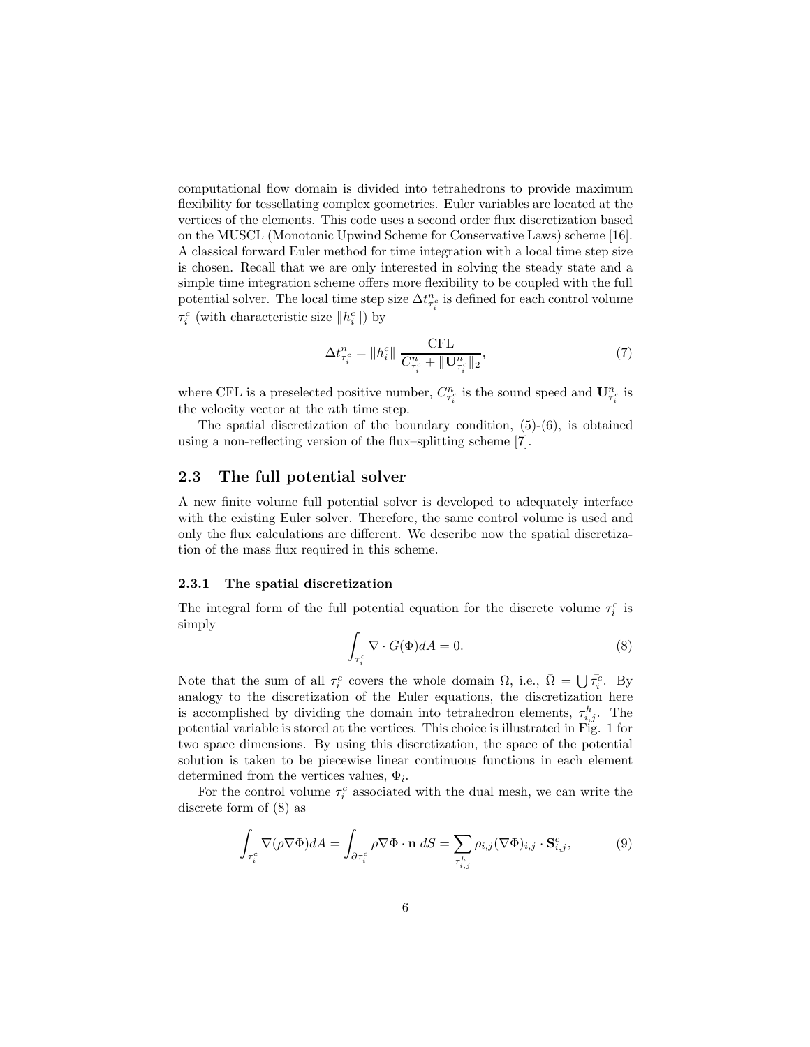computational flow domain is divided into tetrahedrons to provide maximum flexibility for tessellating complex geometries. Euler variables are located at the vertices of the elements. This code uses a second order flux discretization based on the MUSCL (Monotonic Upwind Scheme for Conservative Laws) scheme [16]. A classical forward Euler method for time integration with a local time step size is chosen. Recall that we are only interested in solving the steady state and a simple time integration scheme offers more flexibility to be coupled with the full potential solver. The local time step size $\Delta t^n_{\tau^c_i}$ is defined for each control volume $\tau^c_i$ (with characteristic size $\|h^c_i\|$) by

$$\Delta t^n_{\tau^c_i} = \|h^c_i\| \, \frac{\text{CFL}}{C^n_{\tau^c_i} + \|\mathbf{U}^n_{\tau^c_i}\|_2}, \tag{7}$$

where CFL is a preselected positive number, $C^n_{\tau^c_i}$ is the sound speed and $\mathbf{U}^n_{\tau^c_i}$ is the velocity vector at the $n$th time step.

The spatial discretization of the boundary condition, (5)-(6), is obtained using a non-reflecting version of the flux–splitting scheme [7].

## 2.3 The full potential solver

A new finite volume full potential solver is developed to adequately interface with the existing Euler solver. Therefore, the same control volume is used and only the flux calculations are different. We describe now the spatial discretization of the mass flux required in this scheme.

### 2.3.1 The spatial discretization

The integral form of the full potential equation for the discrete volume $\tau^c_i$ is simply

$$\int_{\tau^c_i} \nabla \cdot G(\Phi) dA = 0. \tag{8}$$

Note that the sum of all $\tau^c_i$ covers the whole domain $\Omega$, i.e., $\bar{\Omega} = \bigcup \bar{\tau^c_i}$. By analogy to the discretization of the Euler equations, the discretization here is accomplished by dividing the domain into tetrahedron elements, $\tau^h_{i,j}$. The potential variable is stored at the vertices. This choice is illustrated in Fig. 1 for two space dimensions. By using this discretization, the space of the potential solution is taken to be piecewise linear continuous functions in each element determined from the vertices values, $\Phi_i$.

For the control volume $\tau^c_i$ associated with the dual mesh, we can write the discrete form of (8) as

$$\int_{\tau^c_i} \nabla(\rho \nabla \Phi) dA = \int_{\partial \tau^c_i} \rho \nabla \Phi \cdot \mathbf{n} \, dS = \sum_{\tau^h_{i,j}} \rho_{i,j} (\nabla \Phi)_{i,j} \cdot \mathbf{S}^c_{i,j}, \tag{9}$$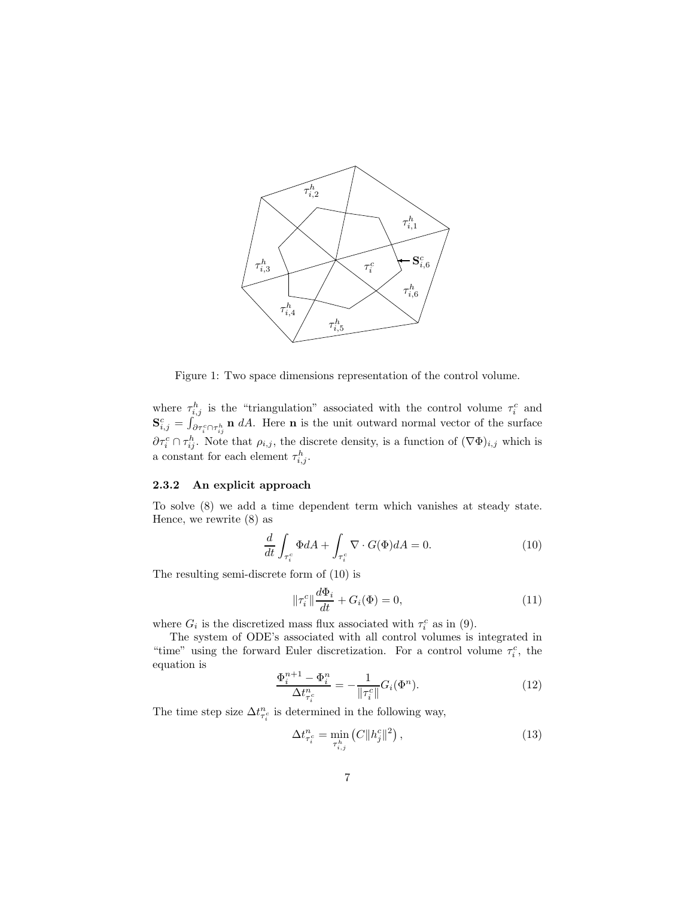Figure 1: Two space dimensions representation of the control volume.

where $\tau_{i,j}^h$ is the "triangulation" associated with the control volume $\tau_i^c$ and $\mathbf{S}_{i,j}^c = \int_{\partial\tau_i^c \cap \tau_{ij}^h} \mathbf{n}\, dA$. Here $\mathbf{n}$ is the unit outward normal vector of the surface $\partial\tau_i^c \cap \tau_{ij}^h$. Note that $\rho_{i,j}$, the discrete density, is a function of $(\nabla\Phi)_{i,j}$ which is a constant for each element $\tau_{i,j}^h$.

### 2.3.2 An explicit approach

To solve (8) we add a time dependent term which vanishes at steady state. Hence, we rewrite (8) as

$$\frac{d}{dt}\int_{\tau_i^c} \Phi dA + \int_{\tau_i^c} \nabla \cdot G(\Phi) dA = 0. \tag{10}$$

The resulting semi-discrete form of (10) is

$$\|\tau_i^c\| \frac{d\Phi_i}{dt} + G_i(\Phi) = 0, \tag{11}$$

where $G_i$ is the discretized mass flux associated with $\tau_i^c$ as in (9).

The system of ODE's associated with all control volumes is integrated in "time" using the forward Euler discretization. For a control volume $\tau_i^c$, the equation is

$$\frac{\Phi_i^{n+1} - \Phi_i^n}{\Delta t_{\tau_i^c}^n} = -\frac{1}{\|\tau_i^c\|} G_i(\Phi^n). \tag{12}$$

The time step size $\Delta t_{\tau_i^c}^n$ is determined in the following way,

$$\Delta t_{\tau_i^c}^n = \min_{\tau_{i,j}^h} \left( C \|h_j^c\|^2 \right), \tag{13}$$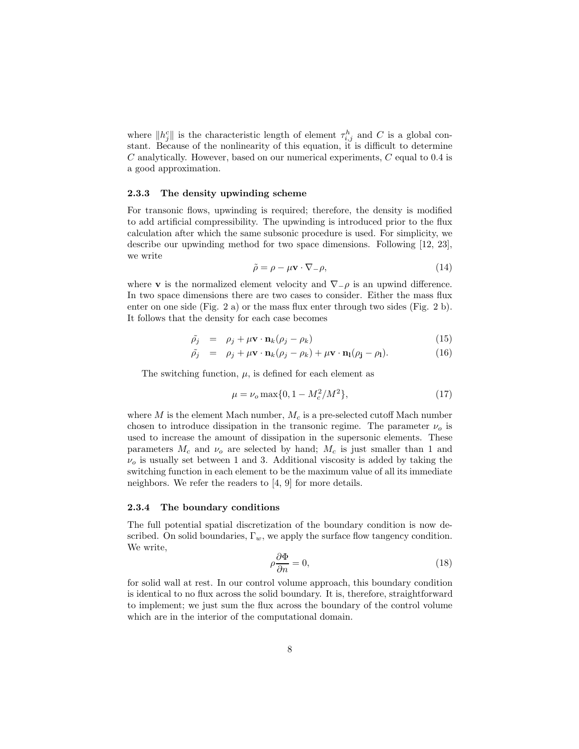where $\|h_j^c\|$ is the characteristic length of element $\tau_{i,j}^h$ and $C$ is a global constant. Because of the nonlinearity of this equation, it is difficult to determine $C$ analytically. However, based on our numerical experiments, $C$ equal to 0.4 is a good approximation.

### 2.3.3 The density upwinding scheme

For transonic flows, upwinding is required; therefore, the density is modified to add artificial compressibility. The upwinding is introduced prior to the flux calculation after which the same subsonic procedure is used. For simplicity, we describe our upwinding method for two space dimensions. Following [12, 23], we write

$$\tilde{\rho} = \rho - \mu \mathbf{v} \cdot \nabla_{-}\rho, \tag{14}$$

where $\mathbf{v}$ is the normalized element velocity and $\nabla_{-}\rho$ is an upwind difference. In two space dimensions there are two cases to consider. Either the mass flux enter on one side (Fig. 2 a) or the mass flux enter through two sides (Fig. 2 b). It follows that the density for each case becomes

$$\tilde{\rho}_j = \rho_j + \mu \mathbf{v} \cdot \mathbf{n}_k (\rho_j - \rho_k) \tag{15}$$

$$\tilde{\rho}_j = \rho_j + \mu \mathbf{v} \cdot \mathbf{n}_k (\rho_j - \rho_k) + \mu \mathbf{v} \cdot \mathbf{n}_\mathbf{l} (\rho_\mathbf{j} - \rho_\mathbf{l}). \tag{16}$$

The switching function, $\mu$, is defined for each element as

$$\mu = \nu_o \max\{0, 1 - M_c^2/M^2\}, \tag{17}$$

where $M$ is the element Mach number, $M_c$ is a pre-selected cutoff Mach number chosen to introduce dissipation in the transonic regime. The parameter $\nu_o$ is used to increase the amount of dissipation in the supersonic elements. These parameters $M_c$ and $\nu_o$ are selected by hand; $M_c$ is just smaller than 1 and $\nu_o$ is usually set between 1 and 3. Additional viscosity is added by taking the switching function in each element to be the maximum value of all its immediate neighbors. We refer the readers to [4, 9] for more details.

### 2.3.4 The boundary conditions

The full potential spatial discretization of the boundary condition is now described. On solid boundaries, $\Gamma_w$, we apply the surface flow tangency condition. We write,

$$\rho \frac{\partial \Phi}{\partial n} = 0, \tag{18}$$

for solid wall at rest. In our control volume approach, this boundary condition is identical to no flux across the solid boundary. It is, therefore, straightforward to implement; we just sum the flux across the boundary of the control volume which are in the interior of the computational domain.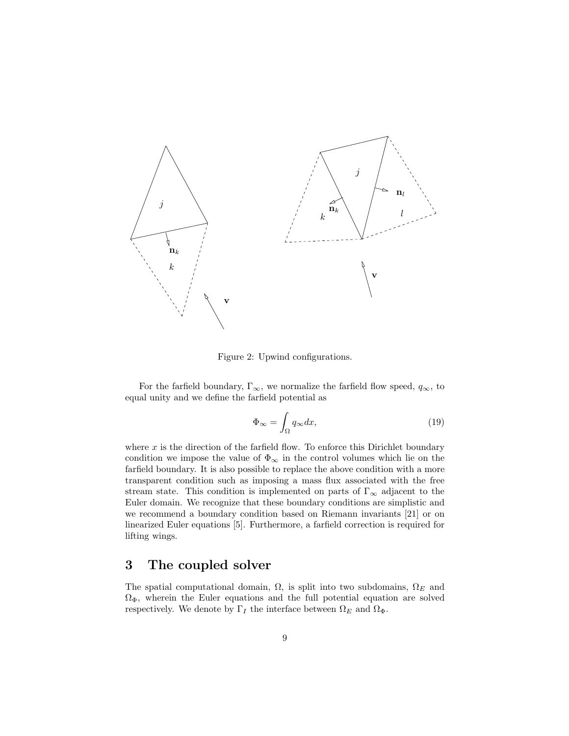Figure 2: Upwind configurations.

For the farfield boundary, $\Gamma_\infty$, we normalize the farfield flow speed, $q_\infty$, to equal unity and we define the farfield potential as

$$\Phi_\infty = \int_\Omega q_\infty dx, \tag{19}$$

where $x$ is the direction of the farfield flow. To enforce this Dirichlet boundary condition we impose the value of $\Phi_\infty$ in the control volumes which lie on the farfield boundary. It is also possible to replace the above condition with a more transparent condition such as imposing a mass flux associated with the free stream state. This condition is implemented on parts of $\Gamma_\infty$ adjacent to the Euler domain. We recognize that these boundary conditions are simplistic and we recommend a boundary condition based on Riemann invariants [21] or on linearized Euler equations [5]. Furthermore, a farfield correction is required for lifting wings.

# 3 The coupled solver

The spatial computational domain, $\Omega$, is split into two subdomains, $\Omega_E$ and $\Omega_\Phi$, wherein the Euler equations and the full potential equation are solved respectively. We denote by $\Gamma_I$ the interface between $\Omega_E$ and $\Omega_\Phi$.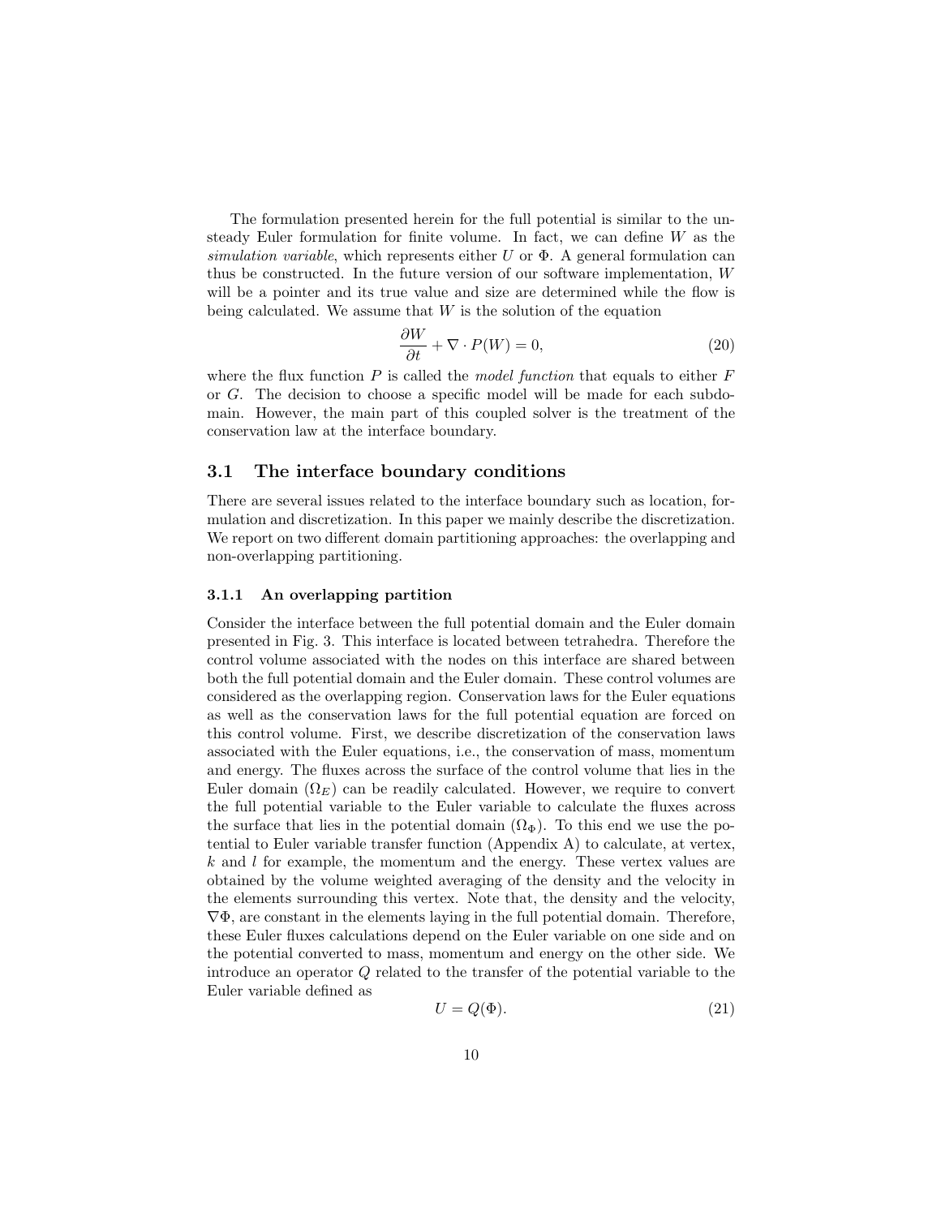The formulation presented herein for the full potential is similar to the unsteady Euler formulation for finite volume. In fact, we can define $W$ as the *simulation variable*, which represents either $U$ or $\Phi$. A general formulation can thus be constructed. In the future version of our software implementation, $W$ will be a pointer and its true value and size are determined while the flow is being calculated. We assume that $W$ is the solution of the equation

$$\frac{\partial W}{\partial t} + \nabla \cdot P(W) = 0, \tag{20}$$

where the flux function $P$ is called the *model function* that equals to either $F$ or $G$. The decision to choose a specific model will be made for each subdomain. However, the main part of this coupled solver is the treatment of the conservation law at the interface boundary.

## 3.1 The interface boundary conditions

There are several issues related to the interface boundary such as location, formulation and discretization. In this paper we mainly describe the discretization. We report on two different domain partitioning approaches: the overlapping and non-overlapping partitioning.

### 3.1.1 An overlapping partition

Consider the interface between the full potential domain and the Euler domain presented in Fig. 3. This interface is located between tetrahedra. Therefore the control volume associated with the nodes on this interface are shared between both the full potential domain and the Euler domain. These control volumes are considered as the overlapping region. Conservation laws for the Euler equations as well as the conservation laws for the full potential equation are forced on this control volume. First, we describe discretization of the conservation laws associated with the Euler equations, i.e., the conservation of mass, momentum and energy. The fluxes across the surface of the control volume that lies in the Euler domain ($\Omega_E$) can be readily calculated. However, we require to convert the full potential variable to the Euler variable to calculate the fluxes across the surface that lies in the potential domain ($\Omega_\Phi$). To this end we use the potential to Euler variable transfer function (Appendix A) to calculate, at vertex, $k$ and $l$ for example, the momentum and the energy. These vertex values are obtained by the volume weighted averaging of the density and the velocity in the elements surrounding this vertex. Note that, the density and the velocity, $\nabla\Phi$, are constant in the elements laying in the full potential domain. Therefore, these Euler fluxes calculations depend on the Euler variable on one side and on the potential converted to mass, momentum and energy on the other side. We introduce an operator $Q$ related to the transfer of the potential variable to the Euler variable defined as

$$U = Q(\Phi). \tag{21}$$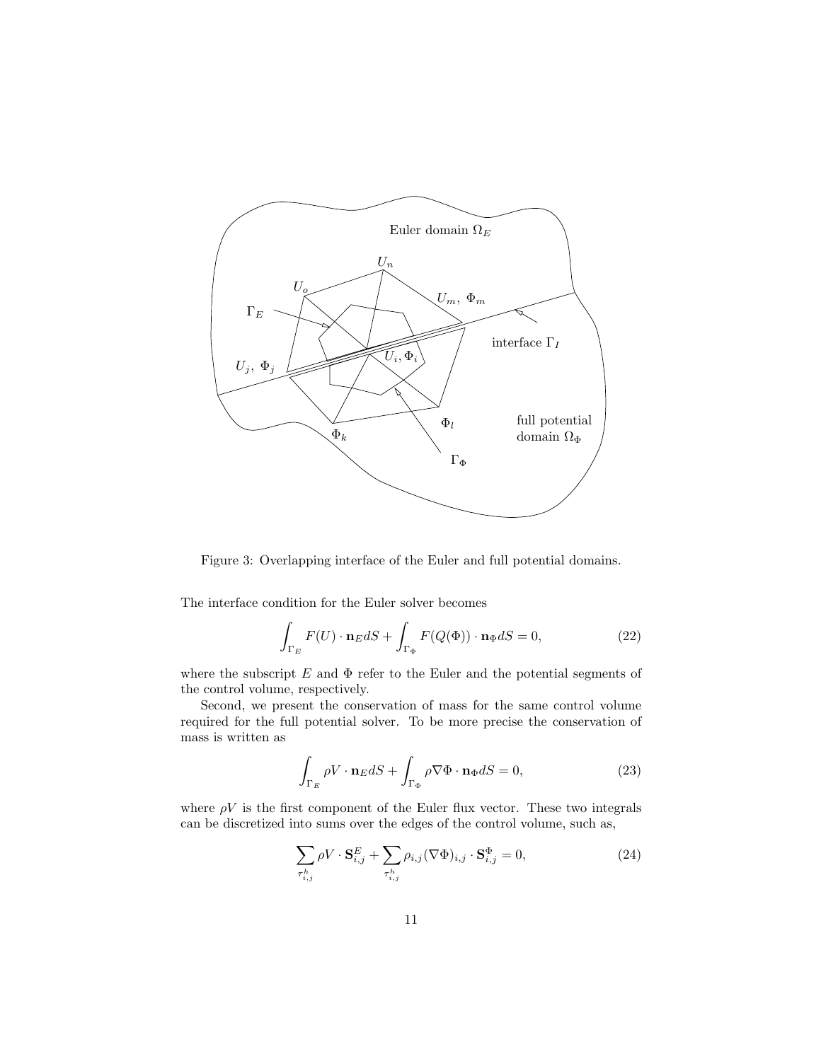Figure 3: Overlapping interface of the Euler and full potential domains.

The interface condition for the Euler solver becomes

$$\int_{\Gamma_E} F(U) \cdot \mathbf{n}_E dS + \int_{\Gamma_\Phi} F(Q(\Phi)) \cdot \mathbf{n}_\Phi dS = 0, \tag{22}$$

where the subscript $E$ and $\Phi$ refer to the Euler and the potential segments of the control volume, respectively.

Second, we present the conservation of mass for the same control volume required for the full potential solver. To be more precise the conservation of mass is written as

$$\int_{\Gamma_E} \rho V \cdot \mathbf{n}_E dS + \int_{\Gamma_\Phi} \rho \nabla \Phi \cdot \mathbf{n}_\Phi dS = 0, \tag{23}$$

where $\rho V$ is the first component of the Euler flux vector. These two integrals can be discretized into sums over the edges of the control volume, such as,

$$\sum_{\tau^h_{i,j}} \rho V \cdot \mathbf{S}^E_{i,j} + \sum_{\tau^h_{i,j}} \rho_{i,j} (\nabla \Phi)_{i,j} \cdot \mathbf{S}^\Phi_{i,j} = 0, \tag{24}$$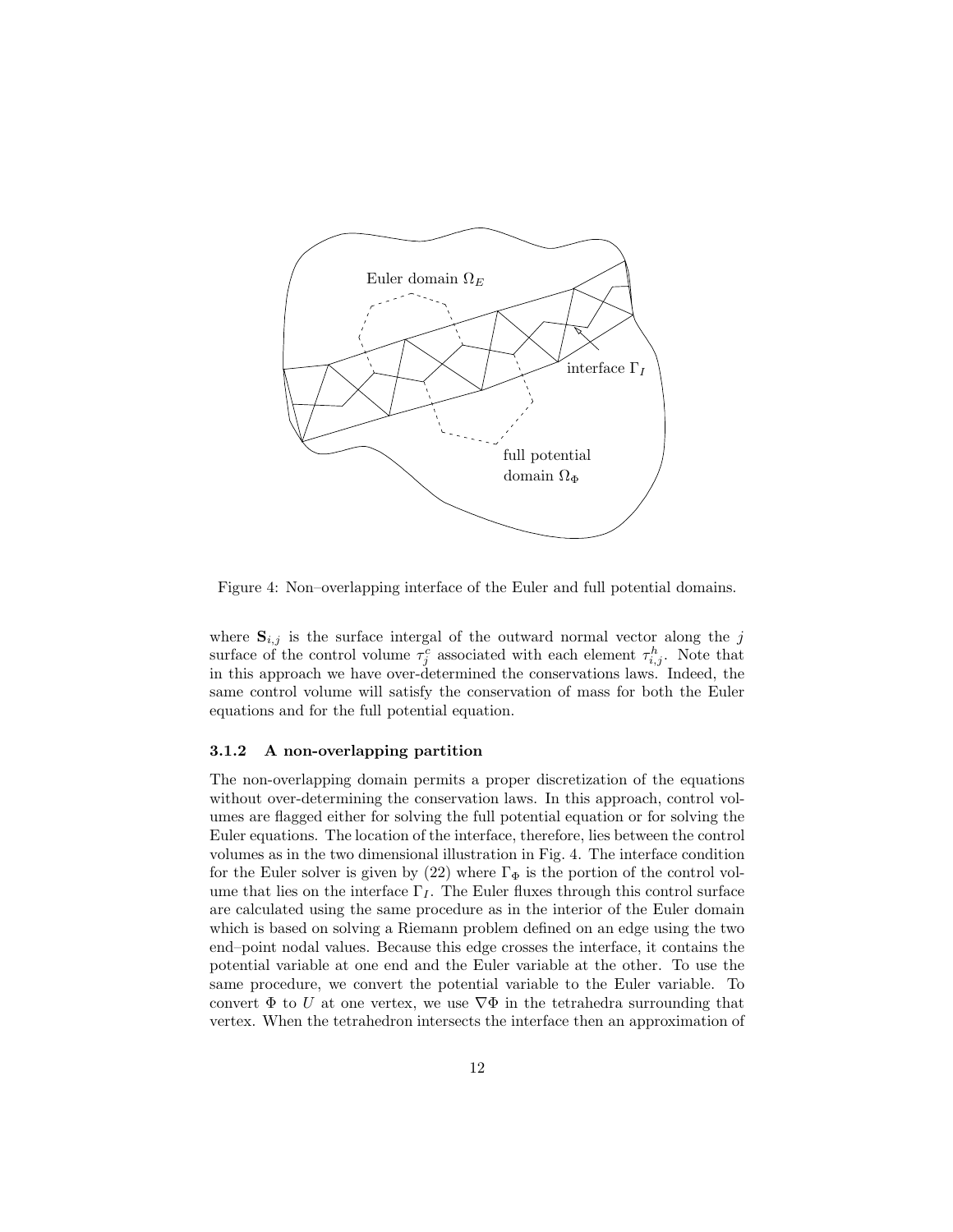Figure 4: Non–overlapping interface of the Euler and full potential domains.

where $\mathbf{S}_{i,j}$ is the surface intergal of the outward normal vector along the $j$ surface of the control volume $\tau_j^c$ associated with each element $\tau_{i,j}^h$. Note that in this approach we have over-determined the conservations laws. Indeed, the same control volume will satisfy the conservation of mass for both the Euler equations and for the full potential equation.

### 3.1.2 A non-overlapping partition

The non-overlapping domain permits a proper discretization of the equations without over-determining the conservation laws. In this approach, control volumes are flagged either for solving the full potential equation or for solving the Euler equations. The location of the interface, therefore, lies between the control volumes as in the two dimensional illustration in Fig. 4. The interface condition for the Euler solver is given by (22) where $\Gamma_\Phi$ is the portion of the control volume that lies on the interface $\Gamma_I$. The Euler fluxes through this control surface are calculated using the same procedure as in the interior of the Euler domain which is based on solving a Riemann problem defined on an edge using the two end–point nodal values. Because this edge crosses the interface, it contains the potential variable at one end and the Euler variable at the other. To use the same procedure, we convert the potential variable to the Euler variable. To convert $\Phi$ to $U$ at one vertex, we use $\nabla\Phi$ in the tetrahedra surrounding that vertex. When the tetrahedron intersects the interface then an approximation of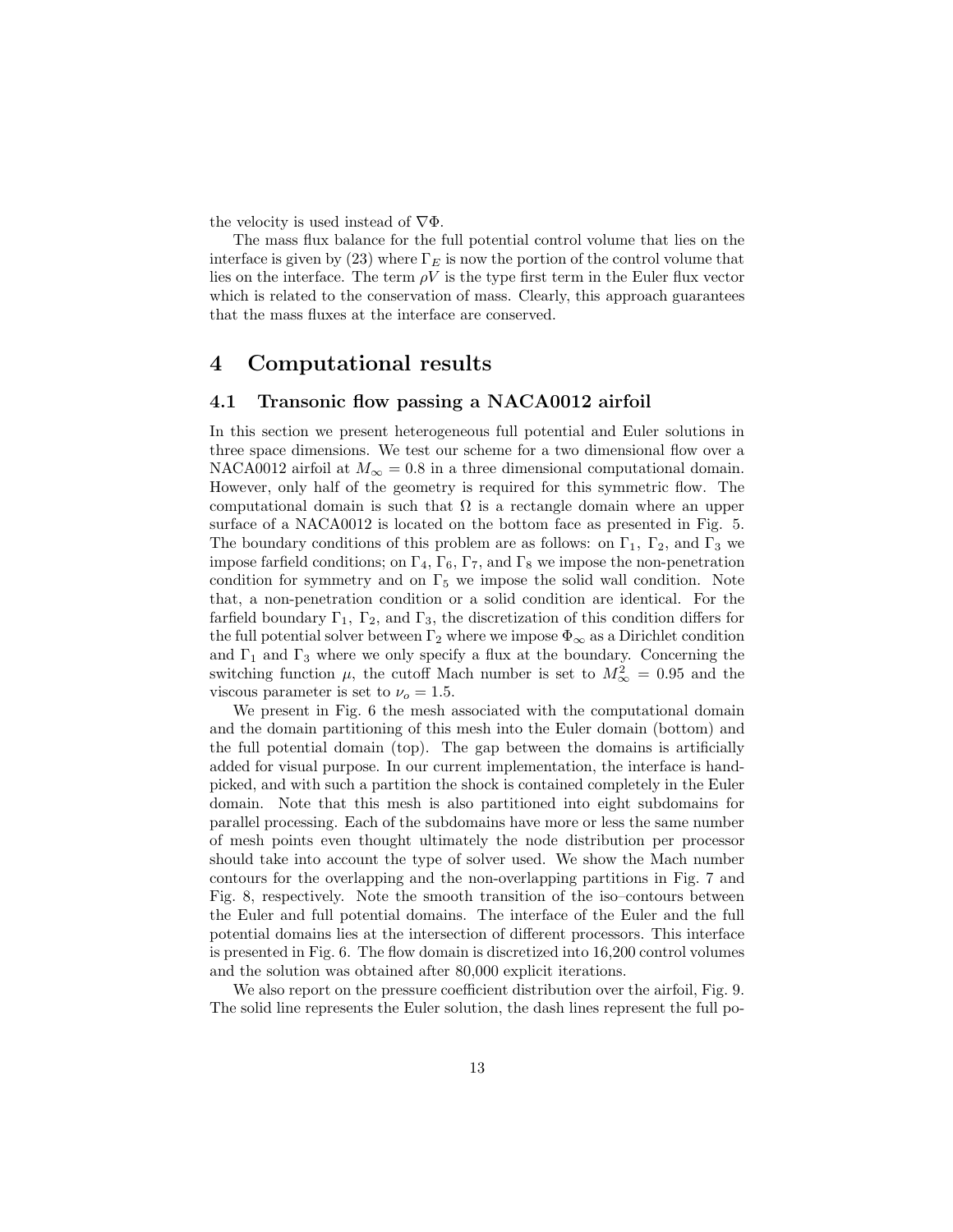the velocity is used instead of $\nabla\Phi$.

The mass flux balance for the full potential control volume that lies on the interface is given by (23) where $\Gamma_E$ is now the portion of the control volume that lies on the interface. The term $\rho V$ is the type first term in the Euler flux vector which is related to the conservation of mass. Clearly, this approach guarantees that the mass fluxes at the interface are conserved.

# 4 Computational results

## 4.1 Transonic flow passing a NACA0012 airfoil

In this section we present heterogeneous full potential and Euler solutions in three space dimensions. We test our scheme for a two dimensional flow over a NACA0012 airfoil at $M_\infty = 0.8$ in a three dimensional computational domain. However, only half of the geometry is required for this symmetric flow. The computational domain is such that $\Omega$ is a rectangle domain where an upper surface of a NACA0012 is located on the bottom face as presented in Fig. 5. The boundary conditions of this problem are as follows: on $\Gamma_1$, $\Gamma_2$, and $\Gamma_3$ we impose farfield conditions; on $\Gamma_4$, $\Gamma_6$, $\Gamma_7$, and $\Gamma_8$ we impose the non-penetration condition for symmetry and on $\Gamma_5$ we impose the solid wall condition. Note that, a non-penetration condition or a solid condition are identical. For the farfield boundary $\Gamma_1$, $\Gamma_2$, and $\Gamma_3$, the discretization of this condition differs for the full potential solver between $\Gamma_2$ where we impose $\Phi_\infty$ as a Dirichlet condition and $\Gamma_1$ and $\Gamma_3$ where we only specify a flux at the boundary. Concerning the switching function $\mu$, the cutoff Mach number is set to $M_\infty^2 = 0.95$ and the viscous parameter is set to $\nu_o = 1.5$.

We present in Fig. 6 the mesh associated with the computational domain and the domain partitioning of this mesh into the Euler domain (bottom) and the full potential domain (top). The gap between the domains is artificially added for visual purpose. In our current implementation, the interface is hand-picked, and with such a partition the shock is contained completely in the Euler domain. Note that this mesh is also partitioned into eight subdomains for parallel processing. Each of the subdomains have more or less the same number of mesh points even thought ultimately the node distribution per processor should take into account the type of solver used. We show the Mach number contours for the overlapping and the non-overlapping partitions in Fig. 7 and Fig. 8, respectively. Note the smooth transition of the iso–contours between the Euler and full potential domains. The interface of the Euler and the full potential domains lies at the intersection of different processors. This interface is presented in Fig. 6. The flow domain is discretized into 16,200 control volumes and the solution was obtained after 80,000 explicit iterations.

We also report on the pressure coefficient distribution over the airfoil, Fig. 9. The solid line represents the Euler solution, the dash lines represent the full po-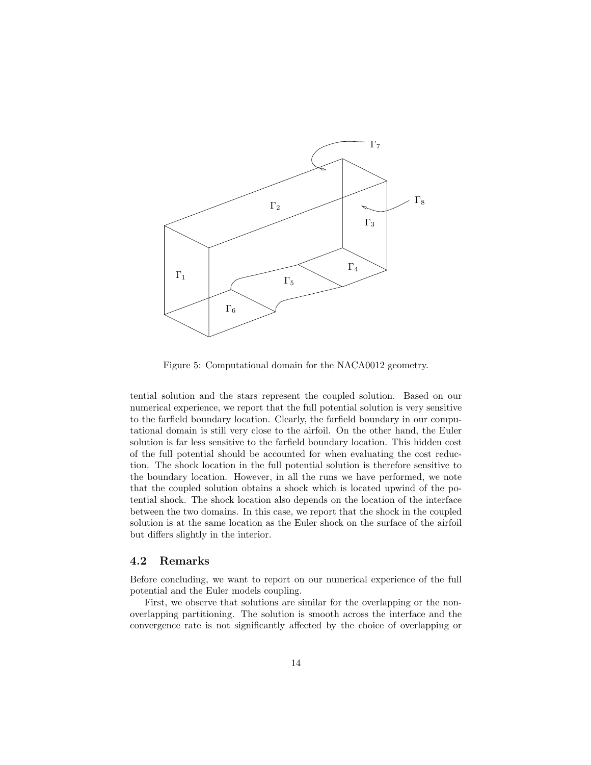Figure 5: Computational domain for the NACA0012 geometry.

tential solution and the stars represent the coupled solution. Based on our numerical experience, we report that the full potential solution is very sensitive to the farfield boundary location. Clearly, the farfield boundary in our computational domain is still very close to the airfoil. On the other hand, the Euler solution is far less sensitive to the farfield boundary location. This hidden cost of the full potential should be accounted for when evaluating the cost reduction. The shock location in the full potential solution is therefore sensitive to the boundary location. However, in all the runs we have performed, we note that the coupled solution obtains a shock which is located upwind of the potential shock. The shock location also depends on the location of the interface between the two domains. In this case, we report that the shock in the coupled solution is at the same location as the Euler shock on the surface of the airfoil but differs slightly in the interior.

## 4.2 Remarks

Before concluding, we want to report on our numerical experience of the full potential and the Euler models coupling.

First, we observe that solutions are similar for the overlapping or the non-overlapping partitioning. The solution is smooth across the interface and the convergence rate is not significantly affected by the choice of overlapping or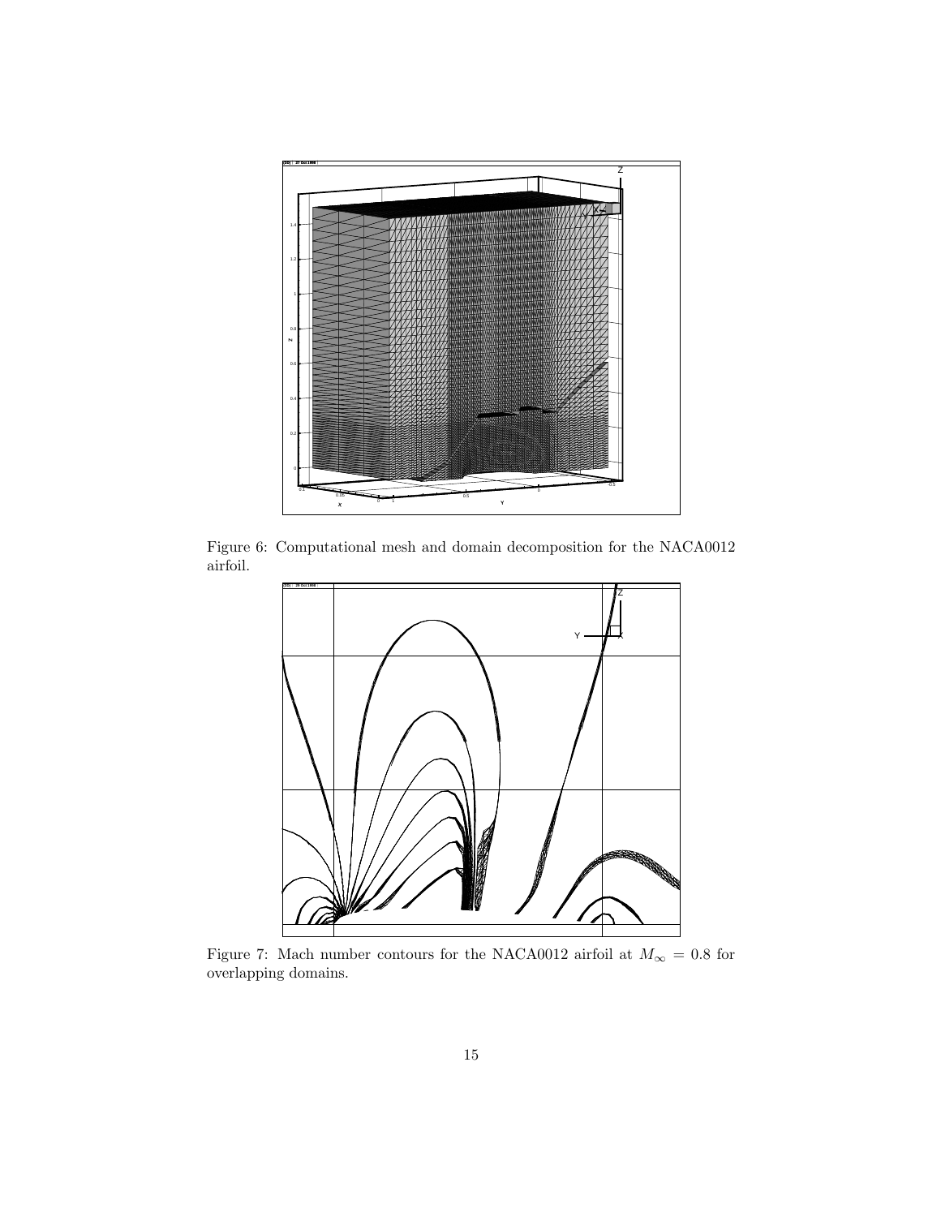Figure 6: Computational mesh and domain decomposition for the NACA0012 airfoil.

Figure 7: Mach number contours for the NACA0012 airfoil at $M_\infty = 0.8$ for overlapping domains.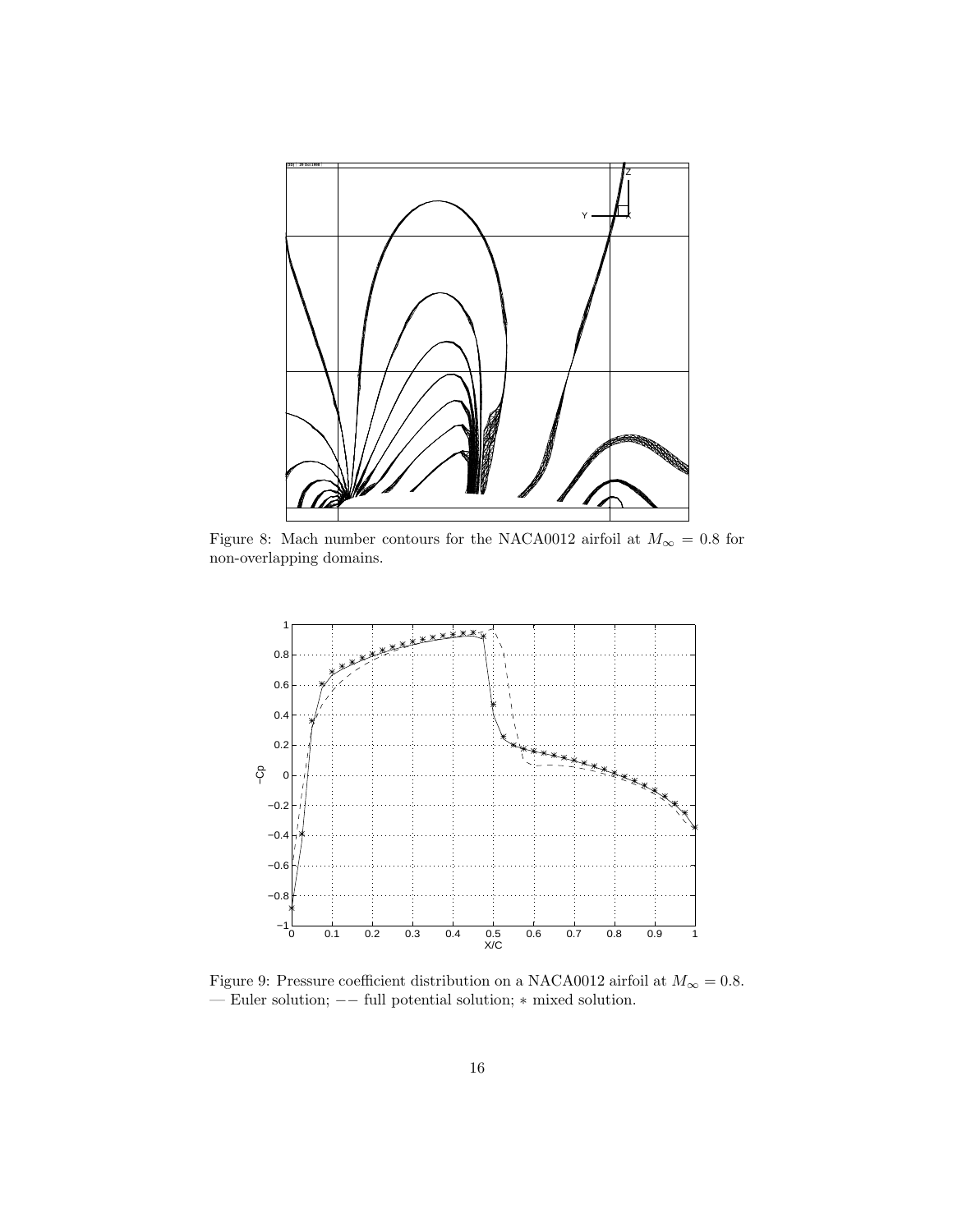Figure 8: Mach number contours for the NACA0012 airfoil at $M_\infty = 0.8$ for non-overlapping domains.

Figure 9: Pressure coefficient distribution on a NACA0012 airfoil at $M_\infty = 0.8$. — Euler solution; $--$ full potential solution; $*$ mixed solution.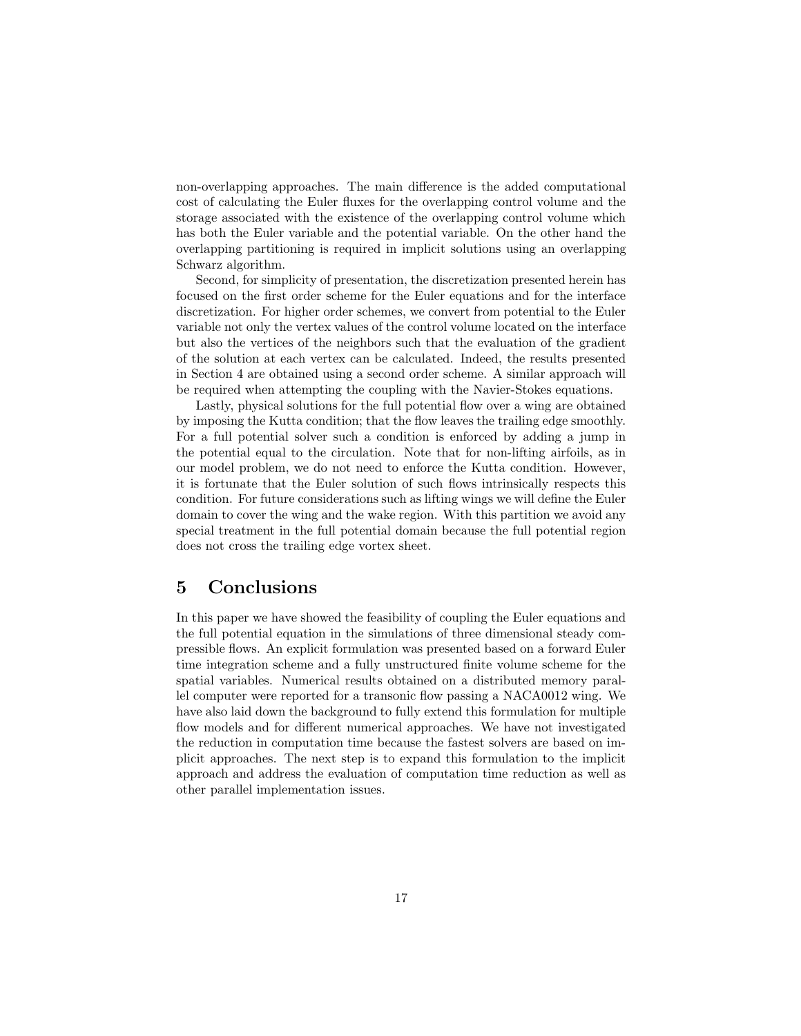non-overlapping approaches. The main difference is the added computational cost of calculating the Euler fluxes for the overlapping control volume and the storage associated with the existence of the overlapping control volume which has both the Euler variable and the potential variable. On the other hand the overlapping partitioning is required in implicit solutions using an overlapping Schwarz algorithm.

Second, for simplicity of presentation, the discretization presented herein has focused on the first order scheme for the Euler equations and for the interface discretization. For higher order schemes, we convert from potential to the Euler variable not only the vertex values of the control volume located on the interface but also the vertices of the neighbors such that the evaluation of the gradient of the solution at each vertex can be calculated. Indeed, the results presented in Section 4 are obtained using a second order scheme. A similar approach will be required when attempting the coupling with the Navier-Stokes equations.

Lastly, physical solutions for the full potential flow over a wing are obtained by imposing the Kutta condition; that the flow leaves the trailing edge smoothly. For a full potential solver such a condition is enforced by adding a jump in the potential equal to the circulation. Note that for non-lifting airfoils, as in our model problem, we do not need to enforce the Kutta condition. However, it is fortunate that the Euler solution of such flows intrinsically respects this condition. For future considerations such as lifting wings we will define the Euler domain to cover the wing and the wake region. With this partition we avoid any special treatment in the full potential domain because the full potential region does not cross the trailing edge vortex sheet.

## 5 Conclusions

In this paper we have showed the feasibility of coupling the Euler equations and the full potential equation in the simulations of three dimensional steady compressible flows. An explicit formulation was presented based on a forward Euler time integration scheme and a fully unstructured finite volume scheme for the spatial variables. Numerical results obtained on a distributed memory parallel computer were reported for a transonic flow passing a NACA0012 wing. We have also laid down the background to fully extend this formulation for multiple flow models and for different numerical approaches. We have not investigated the reduction in computation time because the fastest solvers are based on implicit approaches. The next step is to expand this formulation to the implicit approach and address the evaluation of computation time reduction as well as other parallel implementation issues.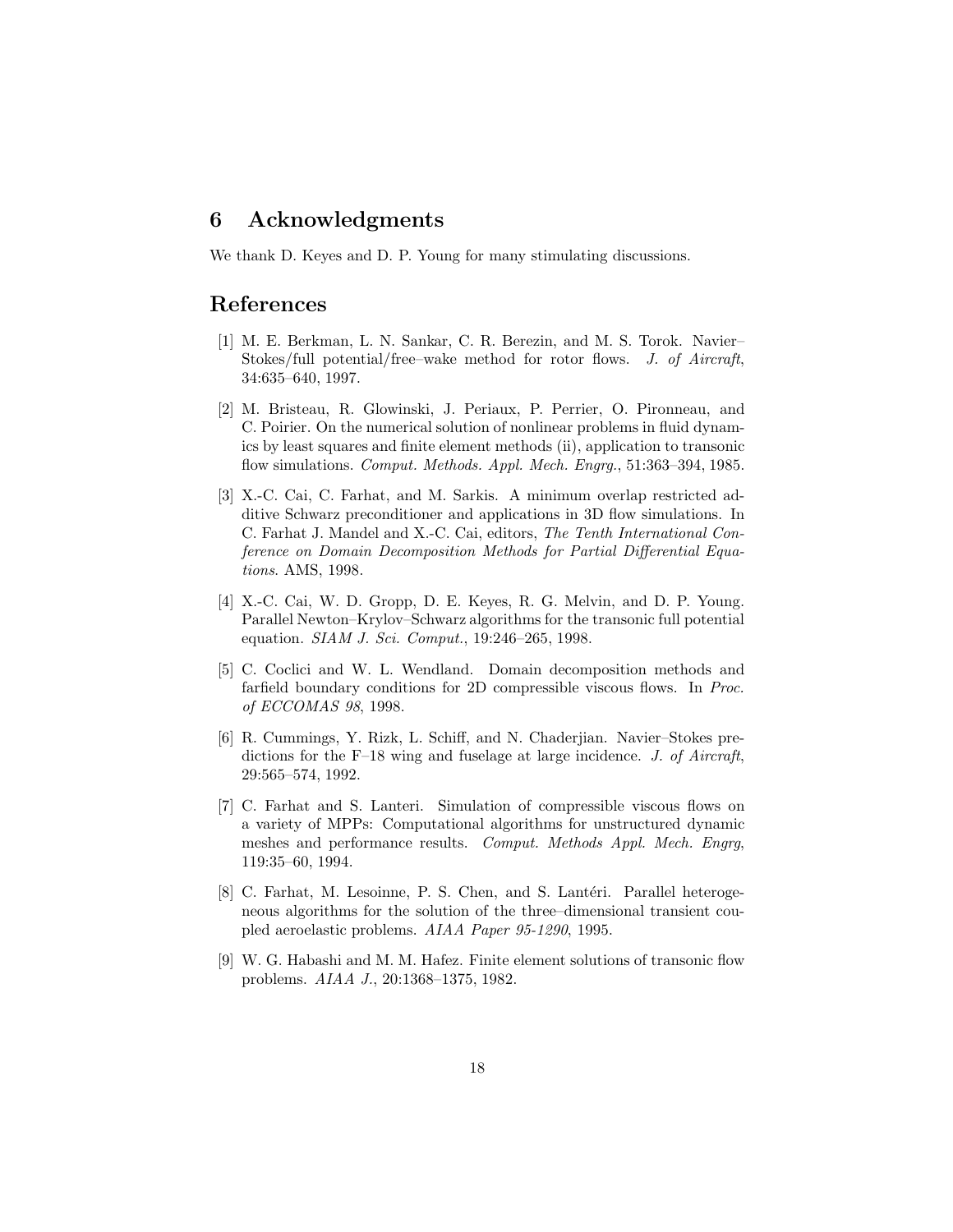## 6 Acknowledgments

We thank D. Keyes and D. P. Young for many stimulating discussions.

## References

[1] M. E. Berkman, L. N. Sankar, C. R. Berezin, and M. S. Torok. Navier–Stokes/full potential/free–wake method for rotor flows. *J. of Aircraft*, 34:635–640, 1997.

[2] M. Bristeau, R. Glowinski, J. Periaux, P. Perrier, O. Pironneau, and C. Poirier. On the numerical solution of nonlinear problems in fluid dynamics by least squares and finite element methods (ii), application to transonic flow simulations. *Comput. Methods. Appl. Mech. Engrg.*, 51:363–394, 1985.

[3] X.-C. Cai, C. Farhat, and M. Sarkis. A minimum overlap restricted additive Schwarz preconditioner and applications in 3D flow simulations. In C. Farhat J. Mandel and X.-C. Cai, editors, *The Tenth International Conference on Domain Decomposition Methods for Partial Differential Equations*. AMS, 1998.

[4] X.-C. Cai, W. D. Gropp, D. E. Keyes, R. G. Melvin, and D. P. Young. Parallel Newton–Krylov–Schwarz algorithms for the transonic full potential equation. *SIAM J. Sci. Comput.*, 19:246–265, 1998.

[5] C. Coclici and W. L. Wendland. Domain decomposition methods and farfield boundary conditions for 2D compressible viscous flows. In *Proc. of ECCOMAS 98*, 1998.

[6] R. Cummings, Y. Rizk, L. Schiff, and N. Chaderjian. Navier–Stokes predictions for the F–18 wing and fuselage at large incidence. *J. of Aircraft*, 29:565–574, 1992.

[7] C. Farhat and S. Lanteri. Simulation of compressible viscous flows on a variety of MPPs: Computational algorithms for unstructured dynamic meshes and performance results. *Comput. Methods Appl. Mech. Engrg*, 119:35–60, 1994.

[8] C. Farhat, M. Lesoinne, P. S. Chen, and S. Lantéri. Parallel heterogeneous algorithms for the solution of the three–dimensional transient coupled aeroelastic problems. *AIAA Paper 95-1290*, 1995.

[9] W. G. Habashi and M. M. Hafez. Finite element solutions of transonic flow problems. *AIAA J.*, 20:1368–1375, 1982.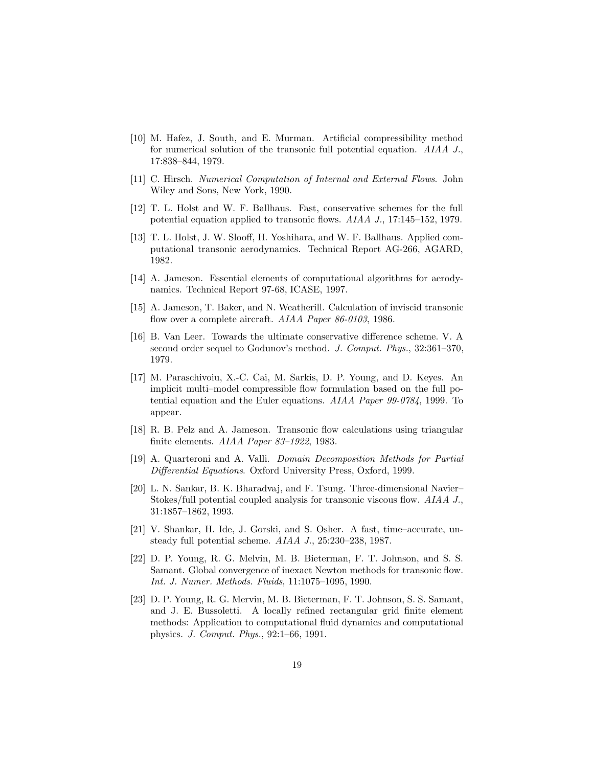[10] M. Hafez, J. South, and E. Murman. Artificial compressibility method for numerical solution of the transonic full potential equation. *AIAA J.*, 17:838–844, 1979.

[11] C. Hirsch. *Numerical Computation of Internal and External Flows*. John Wiley and Sons, New York, 1990.

[12] T. L. Holst and W. F. Ballhaus. Fast, conservative schemes for the full potential equation applied to transonic flows. *AIAA J.*, 17:145–152, 1979.

[13] T. L. Holst, J. W. Slooff, H. Yoshihara, and W. F. Ballhaus. Applied computational transonic aerodynamics. Technical Report AG-266, AGARD, 1982.

[14] A. Jameson. Essential elements of computational algorithms for aerodynamics. Technical Report 97-68, ICASE, 1997.

[15] A. Jameson, T. Baker, and N. Weatherill. Calculation of inviscid transonic flow over a complete aircraft. *AIAA Paper 86-0103*, 1986.

[16] B. Van Leer. Towards the ultimate conservative difference scheme. V. A second order sequel to Godunov's method. *J. Comput. Phys.*, 32:361–370, 1979.

[17] M. Paraschivoiu, X.-C. Cai, M. Sarkis, D. P. Young, and D. Keyes. An implicit multi–model compressible flow formulation based on the full potential equation and the Euler equations. *AIAA Paper 99-0784*, 1999. To appear.

[18] R. B. Pelz and A. Jameson. Transonic flow calculations using triangular finite elements. *AIAA Paper 83–1922*, 1983.

[19] A. Quarteroni and A. Valli. *Domain Decomposition Methods for Partial Differential Equations*. Oxford University Press, Oxford, 1999.

[20] L. N. Sankar, B. K. Bharadvaj, and F. Tsung. Three-dimensional Navier–Stokes/full potential coupled analysis for transonic viscous flow. *AIAA J.*, 31:1857–1862, 1993.

[21] V. Shankar, H. Ide, J. Gorski, and S. Osher. A fast, time–accurate, unsteady full potential scheme. *AIAA J.*, 25:230–238, 1987.

[22] D. P. Young, R. G. Melvin, M. B. Bieterman, F. T. Johnson, and S. S. Samant. Global convergence of inexact Newton methods for transonic flow. *Int. J. Numer. Methods. Fluids*, 11:1075–1095, 1990.

[23] D. P. Young, R. G. Mervin, M. B. Bieterman, F. T. Johnson, S. S. Samant, and J. E. Bussoletti. A locally refined rectangular grid finite element methods: Application to computational fluid dynamics and computational physics. *J. Comput. Phys.*, 92:1–66, 1991.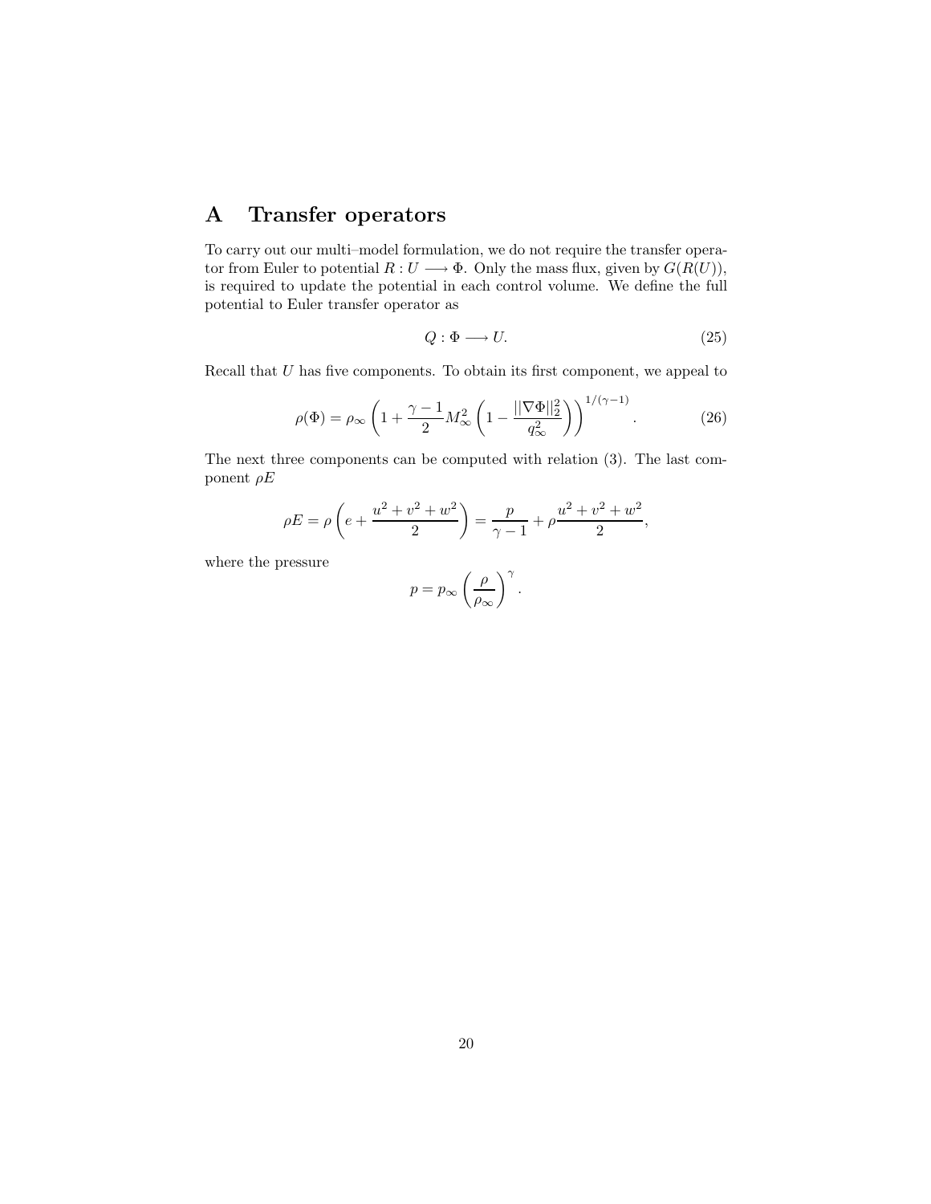# A Transfer operators

To carry out our multi–model formulation, we do not require the transfer operator from Euler to potential $R : U \longrightarrow \Phi$. Only the mass flux, given by $G(R(U))$, is required to update the potential in each control volume. We define the full potential to Euler transfer operator as

$$Q : \Phi \longrightarrow U. \tag{25}$$

Recall that $U$ has five components. To obtain its first component, we appeal to

$$\rho(\Phi) = \rho_\infty \left(1 + \frac{\gamma - 1}{2} M_\infty^2 \left(1 - \frac{||\nabla \Phi||_2^2}{q_\infty^2}\right)\right)^{1/(\gamma-1)}. \tag{26}$$

The next three components can be computed with relation (3). The last component $\rho E$

$$\rho E = \rho \left(e + \frac{u^2 + v^2 + w^2}{2}\right) = \frac{p}{\gamma - 1} + \rho \frac{u^2 + v^2 + w^2}{2},$$

where the pressure

$$p = p_\infty \left(\frac{\rho}{\rho_\infty}\right)^\gamma.$$